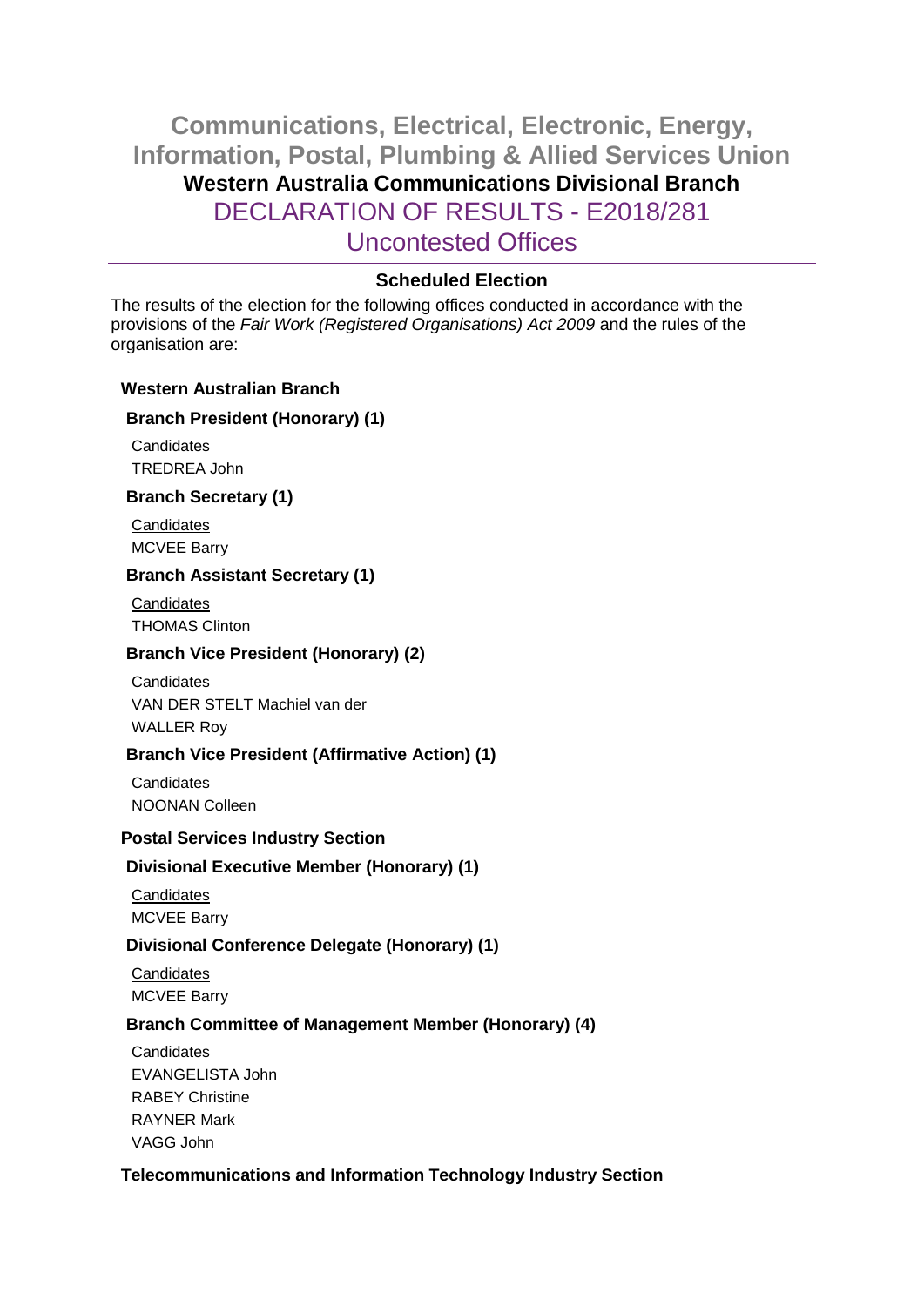# Communications, Electrical, Electronic, Energy, Information, Postal, Plumbing & Allied Services Union

## Western Australia Communications Divisional Branch

## DECLARATION OF RESULTS - E2018/281

## Uncontested Offices

### Scheduled Election

The results of the election for the following offices conducted in accordance with the provisions of the *Fair Work (Registered Organisations) Act 2009* and the rules of the organisation are:

**Western Australian Branch**

**Branch President (Honorary) (1)**

Candidates

TREDREA John

**Branch Secretary (1)**

Candidates

MCVEE Barry

**Branch Assistant Secretary (1)**

Candidates

THOMAS Clinton

**Branch Vice President (Honorary) (2)**

Candidates

VAN DER STELT Machiel van der

WALLER Roy

**Branch Vice President (Affirmative Action) (1)**

Candidates

NOONAN Colleen

**Postal Services Industry Section**

**Divisional Executive Member (Honorary) (1)**

Candidates

MCVEE Barry

**Divisional Conference Delegate (Honorary) (1)**

Candidates

MCVEE Barry

**Branch Committee of Management Member (Honorary) (4)**

Candidates

EVANGELISTA John

RABEY Christine

RAYNER Mark

VAGG John

**Telecommunications and Information Technology Industry Section**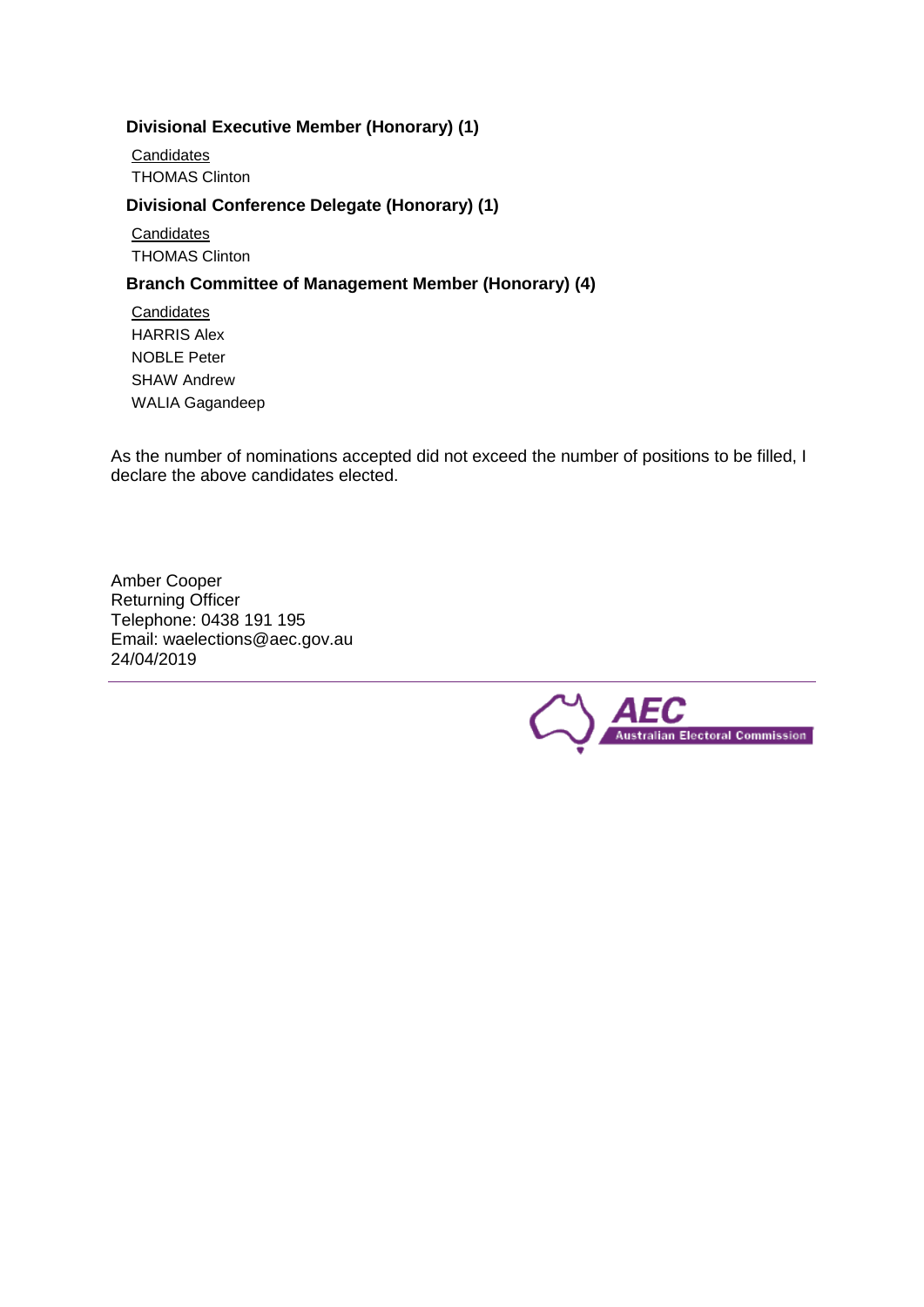### Divisional Executive Member (Honorary) (1)

Candidates
THOMAS Clinton

### Divisional Conference Delegate (Honorary) (1)

Candidates
THOMAS Clinton

### Branch Committee of Management Member (Honorary) (4)

Candidates
HARRIS Alex
NOBLE Peter
SHAW Andrew
WALIA Gagandeep

As the number of nominations accepted did not exceed the number of positions to be filled, I declare the above candidates elected.

Amber Cooper
Returning Officer
Telephone: 0438 191 195
Email: waelections@aec.gov.au
24/04/2019

AEC Australian Electoral Commission